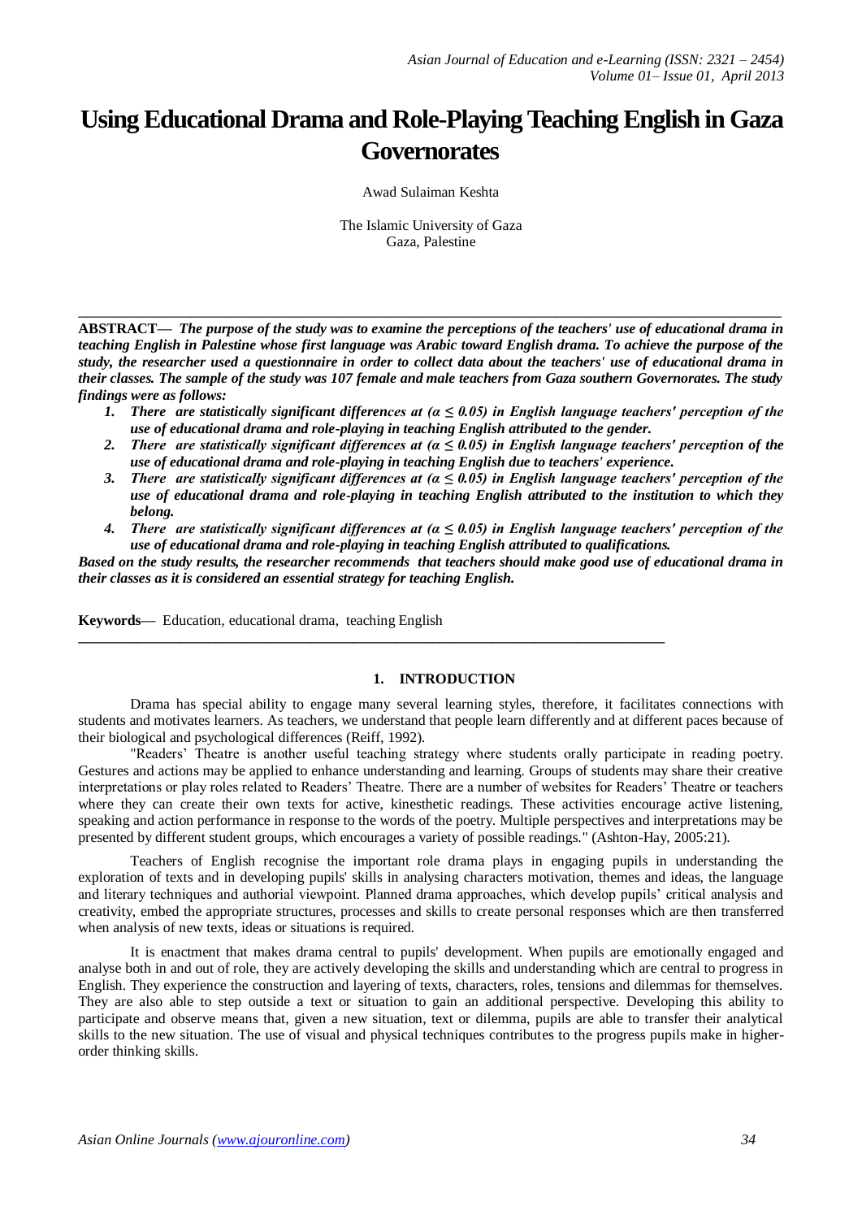# Using Educational Drama and Role-Playing Teaching English in Gaza Governorates

Awad Sulaiman Keshta

The Islamic University of Gaza
Gaza, Palestine

---

**ABSTRACT—** ***The purpose of the study was to examine the perceptions of the teachers' use of educational drama in teaching English in Palestine whose first language was Arabic toward English drama. To achieve the purpose of the study, the researcher used a questionnaire in order to collect data about the teachers' use of educational drama in their classes. The sample of the study was 107 female and male teachers from Gaza southern Governorates. The study findings were as follows:***

1. ***There are statistically significant differences at ($\alpha \leq 0.05$) in English language teachers' perception of the use of educational drama and role-playing in teaching English attributed to the gender.***
2. ***There are statistically significant differences at ($\alpha \leq 0.05$) in English language teachers' perception of the use of educational drama and role-playing in teaching English due to teachers' experience.***
3. ***There are statistically significant differences at ($\alpha \leq 0.05$) in English language teachers' perception of the use of educational drama and role-playing in teaching English attributed to the institution to which they belong.***
4. ***There are statistically significant differences at ($\alpha \leq 0.05$) in English language teachers' perception of the use of educational drama and role-playing in teaching English attributed to qualifications.***

***Based on the study results, the researcher recommends that teachers should make good use of educational drama in their classes as it is considered an essential strategy for teaching English.***

**Keywords—** Education, educational drama, teaching English

---

## 1. INTRODUCTION

Drama has special ability to engage many several learning styles, therefore, it facilitates connections with students and motivates learners. As teachers, we understand that people learn differently and at different paces because of their biological and psychological differences (Reiff, 1992).

"Readers' Theatre is another useful teaching strategy where students orally participate in reading poetry. Gestures and actions may be applied to enhance understanding and learning. Groups of students may share their creative interpretations or play roles related to Readers' Theatre. There are a number of websites for Readers' Theatre or teachers where they can create their own texts for active, kinesthetic readings. These activities encourage active listening, speaking and action performance in response to the words of the poetry. Multiple perspectives and interpretations may be presented by different student groups, which encourages a variety of possible readings." (Ashton-Hay, 2005:21).

Teachers of English recognise the important role drama plays in engaging pupils in understanding the exploration of texts and in developing pupils' skills in analysing characters motivation, themes and ideas, the language and literary techniques and authorial viewpoint. Planned drama approaches, which develop pupils' critical analysis and creativity, embed the appropriate structures, processes and skills to create personal responses which are then transferred when analysis of new texts, ideas or situations is required.

It is enactment that makes drama central to pupils' development. When pupils are emotionally engaged and analyse both in and out of role, they are actively developing the skills and understanding which are central to progress in English. They experience the construction and layering of texts, characters, roles, tensions and dilemmas for themselves. They are also able to step outside a text or situation to gain an additional perspective. Developing this ability to participate and observe means that, given a new situation, text or dilemma, pupils are able to transfer their analytical skills to the new situation. The use of visual and physical techniques contributes to the progress pupils make in higher-order thinking skills.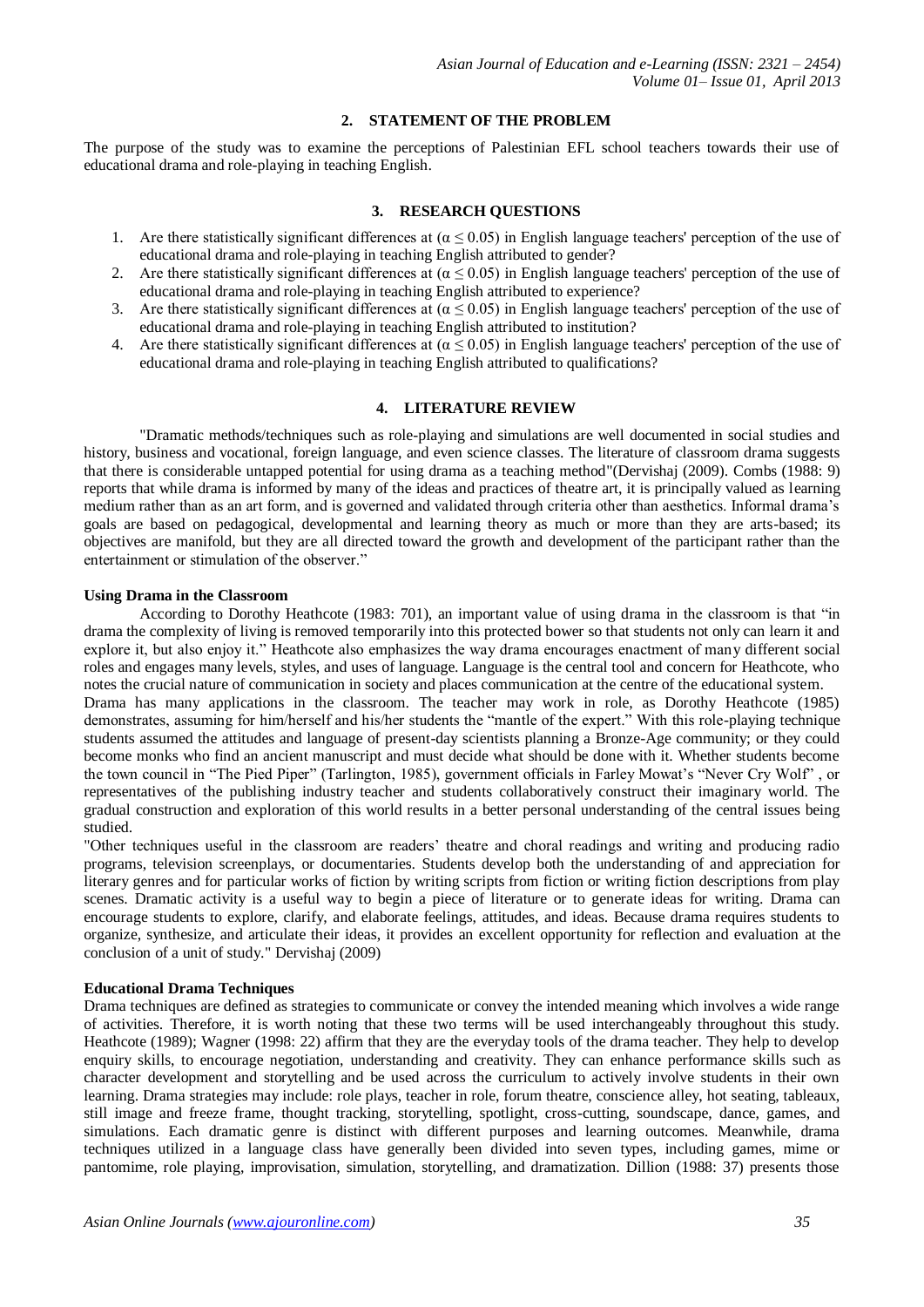## 2. STATEMENT OF THE PROBLEM

The purpose of the study was to examine the perceptions of Palestinian EFL school teachers towards their use of educational drama and role-playing in teaching English.

## 3. RESEARCH QUESTIONS

1. Are there statistically significant differences at ($\alpha \leq 0.05$) in English language teachers' perception of the use of educational drama and role-playing in teaching English attributed to gender?
2. Are there statistically significant differences at ($\alpha \leq 0.05$) in English language teachers' perception of the use of educational drama and role-playing in teaching English attributed to experience?
3. Are there statistically significant differences at ($\alpha \leq 0.05$) in English language teachers' perception of the use of educational drama and role-playing in teaching English attributed to institution?
4. Are there statistically significant differences at ($\alpha \leq 0.05$) in English language teachers' perception of the use of educational drama and role-playing in teaching English attributed to qualifications?

## 4. LITERATURE REVIEW

"Dramatic methods/techniques such as role-playing and simulations are well documented in social studies and history, business and vocational, foreign language, and even science classes. The literature of classroom drama suggests that there is considerable untapped potential for using drama as a teaching method"(Dervishaj (2009). Combs (1988: 9) reports that while drama is informed by many of the ideas and practices of theatre art, it is principally valued as learning medium rather than as an art form, and is governed and validated through criteria other than aesthetics. Informal drama's goals are based on pedagogical, developmental and learning theory as much or more than they are arts-based; its objectives are manifold, but they are all directed toward the growth and development of the participant rather than the entertainment or stimulation of the observer."

**Using Drama in the Classroom**

According to Dorothy Heathcote (1983: 701), an important value of using drama in the classroom is that "in drama the complexity of living is removed temporarily into this protected bower so that students not only can learn it and explore it, but also enjoy it." Heathcote also emphasizes the way drama encourages enactment of many different social roles and engages many levels, styles, and uses of language. Language is the central tool and concern for Heathcote, who notes the crucial nature of communication in society and places communication at the centre of the educational system.

Drama has many applications in the classroom. The teacher may work in role, as Dorothy Heathcote (1985) demonstrates, assuming for him/herself and his/her students the "mantle of the expert." With this role-playing technique students assumed the attitudes and language of present-day scientists planning a Bronze-Age community; or they could become monks who find an ancient manuscript and must decide what should be done with it. Whether students become the town council in "The Pied Piper" (Tarlington, 1985), government officials in Farley Mowat's "Never Cry Wolf" , or representatives of the publishing industry teacher and students collaboratively construct their imaginary world. The gradual construction and exploration of this world results in a better personal understanding of the central issues being studied.

"Other techniques useful in the classroom are readers' theatre and choral readings and writing and producing radio programs, television screenplays, or documentaries. Students develop both the understanding of and appreciation for literary genres and for particular works of fiction by writing scripts from fiction or writing fiction descriptions from play scenes. Dramatic activity is a useful way to begin a piece of literature or to generate ideas for writing. Drama can encourage students to explore, clarify, and elaborate feelings, attitudes, and ideas. Because drama requires students to organize, synthesize, and articulate their ideas, it provides an excellent opportunity for reflection and evaluation at the conclusion of a unit of study." Dervishaj (2009)

**Educational Drama Techniques**

Drama techniques are defined as strategies to communicate or convey the intended meaning which involves a wide range of activities. Therefore, it is worth noting that these two terms will be used interchangeably throughout this study. Heathcote (1989); Wagner (1998: 22) affirm that they are the everyday tools of the drama teacher. They help to develop enquiry skills, to encourage negotiation, understanding and creativity. They can enhance performance skills such as character development and storytelling and be used across the curriculum to actively involve students in their own learning. Drama strategies may include: role plays, teacher in role, forum theatre, conscience alley, hot seating, tableaux, still image and freeze frame, thought tracking, storytelling, spotlight, cross-cutting, soundscape, dance, games, and simulations. Each dramatic genre is distinct with different purposes and learning outcomes. Meanwhile, drama techniques utilized in a language class have generally been divided into seven types, including games, mime or pantomime, role playing, improvisation, simulation, storytelling, and dramatization. Dillion (1988: 37) presents those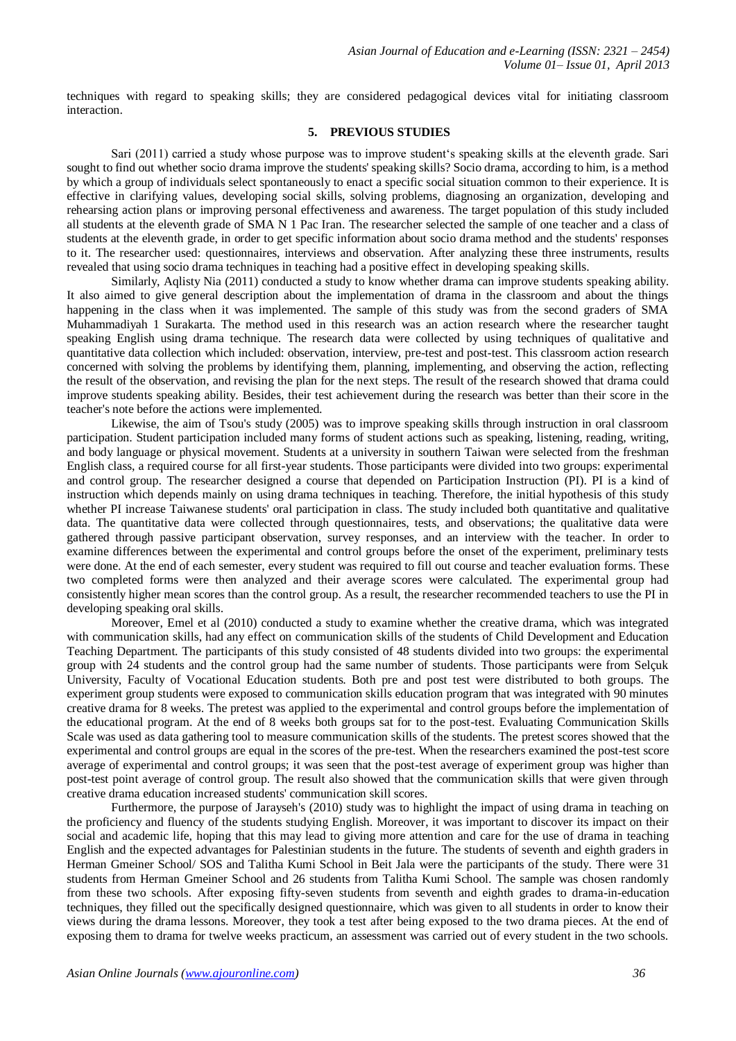techniques with regard to speaking skills; they are considered pedagogical devices vital for initiating classroom interaction.

## 5. PREVIOUS STUDIES

Sari (2011) carried a study whose purpose was to improve student‘s speaking skills at the eleventh grade. Sari sought to find out whether socio drama improve the students' speaking skills? Socio drama, according to him, is a method by which a group of individuals select spontaneously to enact a specific social situation common to their experience. It is effective in clarifying values, developing social skills, solving problems, diagnosing an organization, developing and rehearsing action plans or improving personal effectiveness and awareness. The target population of this study included all students at the eleventh grade of SMA N 1 Pac Iran. The researcher selected the sample of one teacher and a class of students at the eleventh grade, in order to get specific information about socio drama method and the students' responses to it. The researcher used: questionnaires, interviews and observation. After analyzing these three instruments, results revealed that using socio drama techniques in teaching had a positive effect in developing speaking skills.

Similarly, Aqlisty Nia (2011) conducted a study to know whether drama can improve students speaking ability. It also aimed to give general description about the implementation of drama in the classroom and about the things happening in the class when it was implemented. The sample of this study was from the second graders of SMA Muhammadiyah 1 Surakarta. The method used in this research was an action research where the researcher taught speaking English using drama technique. The research data were collected by using techniques of qualitative and quantitative data collection which included: observation, interview, pre-test and post-test. This classroom action research concerned with solving the problems by identifying them, planning, implementing, and observing the action, reflecting the result of the observation, and revising the plan for the next steps. The result of the research showed that drama could improve students speaking ability. Besides, their test achievement during the research was better than their score in the teacher's note before the actions were implemented.

Likewise, the aim of Tsou's study (2005) was to improve speaking skills through instruction in oral classroom participation. Student participation included many forms of student actions such as speaking, listening, reading, writing, and body language or physical movement. Students at a university in southern Taiwan were selected from the freshman English class, a required course for all first-year students. Those participants were divided into two groups: experimental and control group. The researcher designed a course that depended on Participation Instruction (PI). PI is a kind of instruction which depends mainly on using drama techniques in teaching. Therefore, the initial hypothesis of this study whether PI increase Taiwanese students' oral participation in class. The study included both quantitative and qualitative data. The quantitative data were collected through questionnaires, tests, and observations; the qualitative data were gathered through passive participant observation, survey responses, and an interview with the teacher. In order to examine differences between the experimental and control groups before the onset of the experiment, preliminary tests were done. At the end of each semester, every student was required to fill out course and teacher evaluation forms. These two completed forms were then analyzed and their average scores were calculated. The experimental group had consistently higher mean scores than the control group. As a result, the researcher recommended teachers to use the PI in developing speaking oral skills.

Moreover, Emel et al (2010) conducted a study to examine whether the creative drama, which was integrated with communication skills, had any effect on communication skills of the students of Child Development and Education Teaching Department. The participants of this study consisted of 48 students divided into two groups: the experimental group with 24 students and the control group had the same number of students. Those participants were from Selçuk University, Faculty of Vocational Education students. Both pre and post test were distributed to both groups. The experiment group students were exposed to communication skills education program that was integrated with 90 minutes creative drama for 8 weeks. The pretest was applied to the experimental and control groups before the implementation of the educational program. At the end of 8 weeks both groups sat for to the post-test. Evaluating Communication Skills Scale was used as data gathering tool to measure communication skills of the students. The pretest scores showed that the experimental and control groups are equal in the scores of the pre-test. When the researchers examined the post-test score average of experimental and control groups; it was seen that the post-test average of experiment group was higher than post-test point average of control group. The result also showed that the communication skills that were given through creative drama education increased students' communication skill scores.

Furthermore, the purpose of Jarayseh's (2010) study was to highlight the impact of using drama in teaching on the proficiency and fluency of the students studying English. Moreover, it was important to discover its impact on their social and academic life, hoping that this may lead to giving more attention and care for the use of drama in teaching English and the expected advantages for Palestinian students in the future. The students of seventh and eighth graders in Herman Gmeiner School/ SOS and Talitha Kumi School in Beit Jala were the participants of the study. There were 31 students from Herman Gmeiner School and 26 students from Talitha Kumi School. The sample was chosen randomly from these two schools. After exposing fifty-seven students from seventh and eighth grades to drama-in-education techniques, they filled out the specifically designed questionnaire, which was given to all students in order to know their views during the drama lessons. Moreover, they took a test after being exposed to the two drama pieces. At the end of exposing them to drama for twelve weeks practicum, an assessment was carried out of every student in the two schools.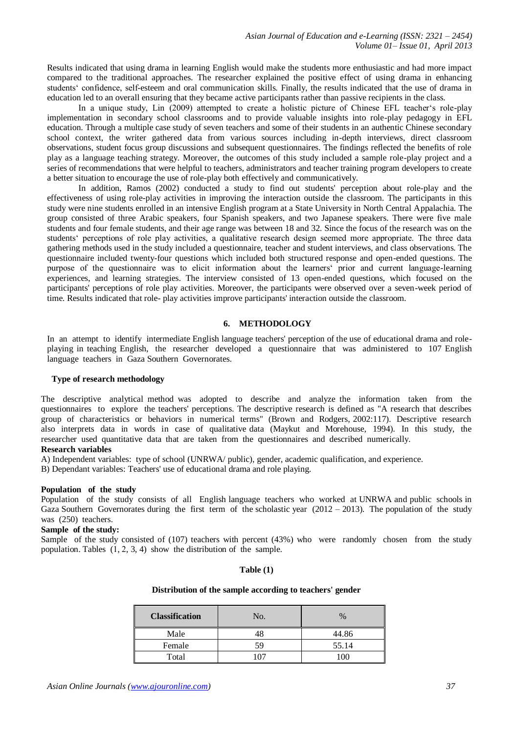Results indicated that using drama in learning English would make the students more enthusiastic and had more impact compared to the traditional approaches. The researcher explained the positive effect of using drama in enhancing students' confidence, self-esteem and oral communication skills. Finally, the results indicated that the use of drama in education led to an overall ensuring that they became active participants rather than passive recipients in the class.

In a unique study, Lin (2009) attempted to create a holistic picture of Chinese EFL teacher's role-play implementation in secondary school classrooms and to provide valuable insights into role-play pedagogy in EFL education. Through a multiple case study of seven teachers and some of their students in an authentic Chinese secondary school context, the writer gathered data from various sources including in-depth interviews, direct classroom observations, student focus group discussions and subsequent questionnaires. The findings reflected the benefits of role play as a language teaching strategy. Moreover, the outcomes of this study included a sample role-play project and a series of recommendations that were helpful to teachers, administrators and teacher training program developers to create a better situation to encourage the use of role-play both effectively and communicatively.

In addition, Ramos (2002) conducted a study to find out students' perception about role-play and the effectiveness of using role-play activities in improving the interaction outside the classroom. The participants in this study were nine students enrolled in an intensive English program at a State University in North Central Appalachia. The group consisted of three Arabic speakers, four Spanish speakers, and two Japanese speakers. There were five male students and four female students, and their age range was between 18 and 32. Since the focus of the research was on the students' perceptions of role play activities, a qualitative research design seemed more appropriate. The three data gathering methods used in the study included a questionnaire, teacher and student interviews, and class observations. The questionnaire included twenty-four questions which included both structured response and open-ended questions. The purpose of the questionnaire was to elicit information about the learners' prior and current language-learning experiences, and learning strategies. The interview consisted of 13 open-ended questions, which focused on the participants' perceptions of role play activities. Moreover, the participants were observed over a seven-week period of time. Results indicated that role- play activities improve participants' interaction outside the classroom.

## 6. METHODOLOGY

In an attempt to identify intermediate English language teachers' perception of the use of educational drama and role-playing in teaching English, the researcher developed a questionnaire that was administered to 107 English language teachers in Gaza Southern Governorates.

### Type of research methodology

The descriptive analytical method was adopted to describe and analyze the information taken from the questionnaires to explore the teachers' perceptions. The descriptive research is defined as "A research that describes group of characteristics or behaviors in numerical terms" (Brown and Rodgers, 2002:117). Descriptive research also interprets data in words in case of qualitative data (Maykut and Morehouse, 1994). In this study, the researcher used quantitative data that are taken from the questionnaires and described numerically.

**Research variables**

A) Independent variables: type of school (UNRWA/ public), gender, academic qualification, and experience.

B) Dependant variables: Teachers' use of educational drama and role playing.

**Population of the study**

Population of the study consists of all English language teachers who worked at UNRWA and public schools in Gaza Southern Governorates during the first term of the scholastic year (2012 – 2013). The population of the study was (250) teachers.

**Sample of the study:**

Sample of the study consisted of (107) teachers with percent (43%) who were randomly chosen from the study population. Tables (1, 2, 3, 4) show the distribution of the sample.

**Table (1)**

**Distribution of the sample according to teachers' gender**

| Classification | No. | % |
|---|---|---|
| Male | 48 | 44.86 |
| Female | 59 | 55.14 |
| Total | 107 | 100 |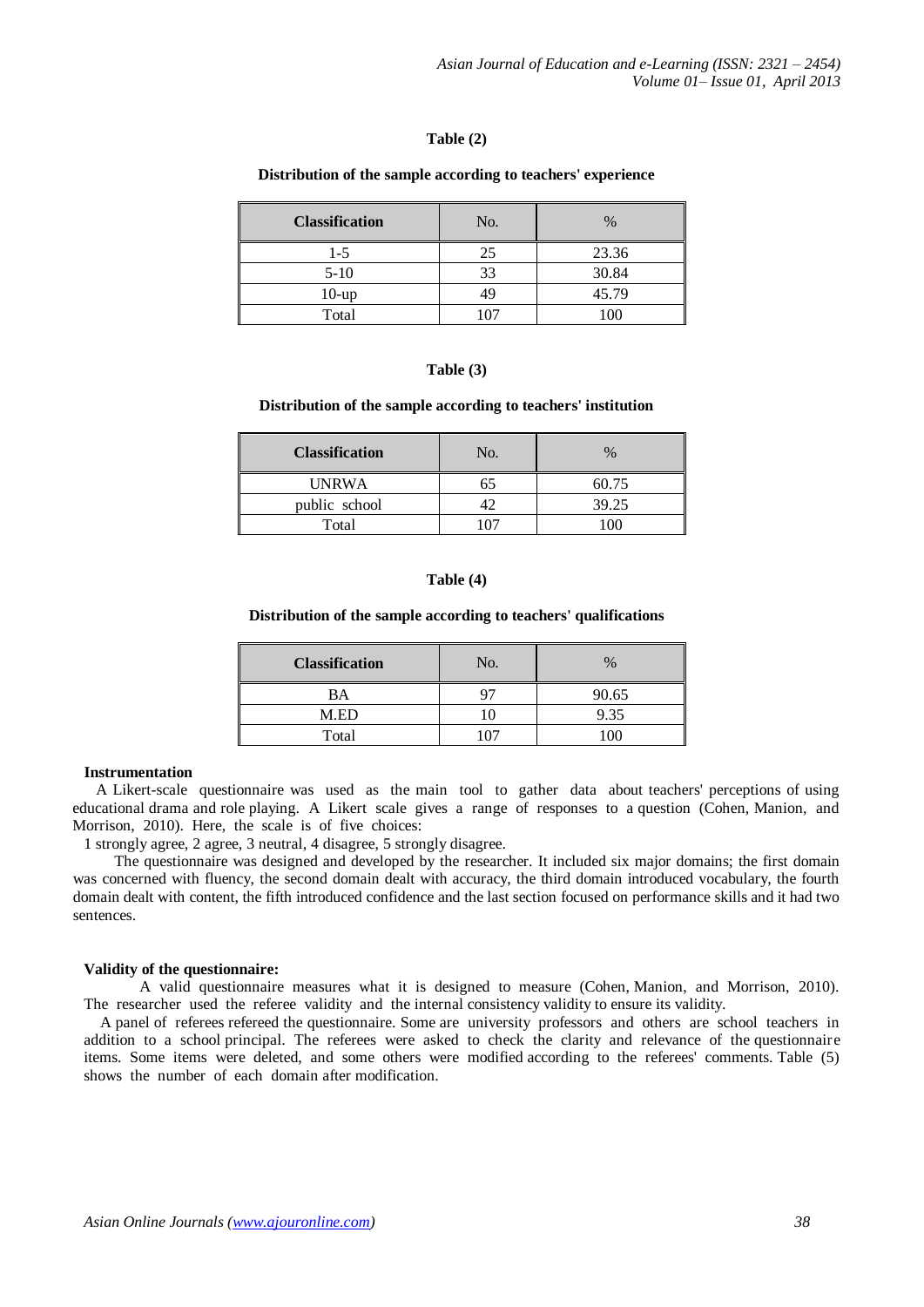**Table (2)**

**Distribution of the sample according to teachers' experience**

| Classification | No. | % |
|---|---|---|
| 1-5 | 25 | 23.36 |
| 5-10 | 33 | 30.84 |
| 10-up | 49 | 45.79 |
| Total | 107 | 100 |

**Table (3)**

**Distribution of the sample according to teachers' institution**

| Classification | No. | % |
|---|---|---|
| UNRWA | 65 | 60.75 |
| public school | 42 | 39.25 |
| Total | 107 | 100 |

**Table (4)**

**Distribution of the sample according to teachers' qualifications**

| Classification | No. | % |
|---|---|---|
| BA | 97 | 90.65 |
| M.ED | 10 | 9.35 |
| Total | 107 | 100 |

### Instrumentation

A Likert-scale questionnaire was used as the main tool to gather data about teachers' perceptions of using educational drama and role playing. A Likert scale gives a range of responses to a question (Cohen, Manion, and Morrison, 2010). Here, the scale is of five choices:

1 strongly agree, 2 agree, 3 neutral, 4 disagree, 5 strongly disagree.

The questionnaire was designed and developed by the researcher. It included six major domains; the first domain was concerned with fluency, the second domain dealt with accuracy, the third domain introduced vocabulary, the fourth domain dealt with content, the fifth introduced confidence and the last section focused on performance skills and it had two sentences.

### Validity of the questionnaire:

A valid questionnaire measures what it is designed to measure (Cohen, Manion, and Morrison, 2010). The researcher used the referee validity and the internal consistency validity to ensure its validity.

A panel of referees refereed the questionnaire. Some are university professors and others are school teachers in addition to a school principal. The referees were asked to check the clarity and relevance of the questionnaire items. Some items were deleted, and some others were modified according to the referees' comments. Table (5) shows the number of each domain after modification.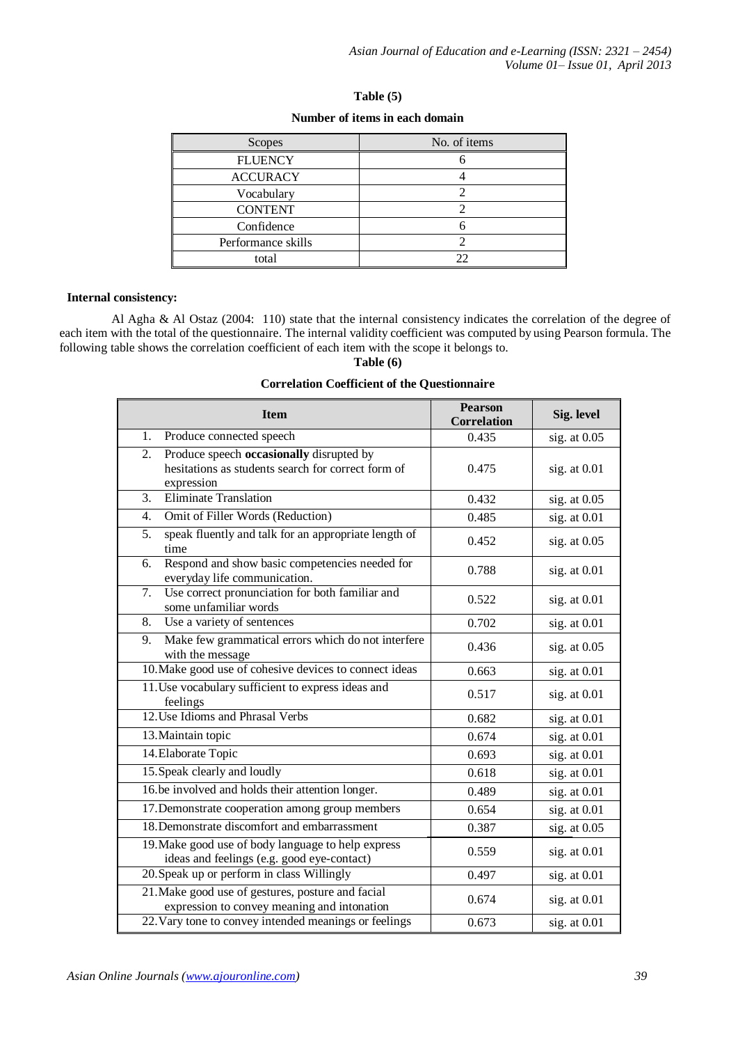**Table (5)**

**Number of items in each domain**

| Scopes | No. of items |
|---|---|
| FLUENCY | 6 |
| ACCURACY | 4 |
| Vocabulary | 2 |
| CONTENT | 2 |
| Confidence | 6 |
| Performance skills | 2 |
| total | 22 |

**Internal consistency:**

Al Agha & Al Ostaz (2004: 110) state that the internal consistency indicates the correlation of the degree of each item with the total of the questionnaire. The internal validity coefficient was computed by using Pearson formula. The following table shows the correlation coefficient of each item with the scope it belongs to.

**Table (6)**

**Correlation Coefficient of the Questionnaire**

| Item | Pearson Correlation | Sig. level |
|---|---|---|
| 1. Produce connected speech | 0.435 | sig. at 0.05 |
| 2. Produce speech **occasionally** disrupted by hesitations as students search for correct form of expression | 0.475 | sig. at 0.01 |
| 3. Eliminate Translation | 0.432 | sig. at 0.05 |
| 4. Omit of Filler Words (Reduction) | 0.485 | sig. at 0.01 |
| 5. speak fluently and talk for an appropriate length of time | 0.452 | sig. at 0.05 |
| 6. Respond and show basic competencies needed for everyday life communication. | 0.788 | sig. at 0.01 |
| 7. Use correct pronunciation for both familiar and some unfamiliar words | 0.522 | sig. at 0.01 |
| 8. Use a variety of sentences | 0.702 | sig. at 0.01 |
| 9. Make few grammatical errors which do not interfere with the message | 0.436 | sig. at 0.05 |
| 10. Make good use of cohesive devices to connect ideas | 0.663 | sig. at 0.01 |
| 11. Use vocabulary sufficient to express ideas and feelings | 0.517 | sig. at 0.01 |
| 12. Use Idioms and Phrasal Verbs | 0.682 | sig. at 0.01 |
| 13. Maintain topic | 0.674 | sig. at 0.01 |
| 14. Elaborate Topic | 0.693 | sig. at 0.01 |
| 15. Speak clearly and loudly | 0.618 | sig. at 0.01 |
| 16. be involved and holds their attention longer. | 0.489 | sig. at 0.01 |
| 17. Demonstrate cooperation among group members | 0.654 | sig. at 0.01 |
| 18. Demonstrate discomfort and embarrassment | 0.387 | sig. at 0.05 |
| 19. Make good use of body language to help express ideas and feelings (e.g. good eye-contact) | 0.559 | sig. at 0.01 |
| 20. Speak up or perform in class Willingly | 0.497 | sig. at 0.01 |
| 21. Make good use of gestures, posture and facial expression to convey meaning and intonation | 0.674 | sig. at 0.01 |
| 22. Vary tone to convey intended meanings or feelings | 0.673 | sig. at 0.01 |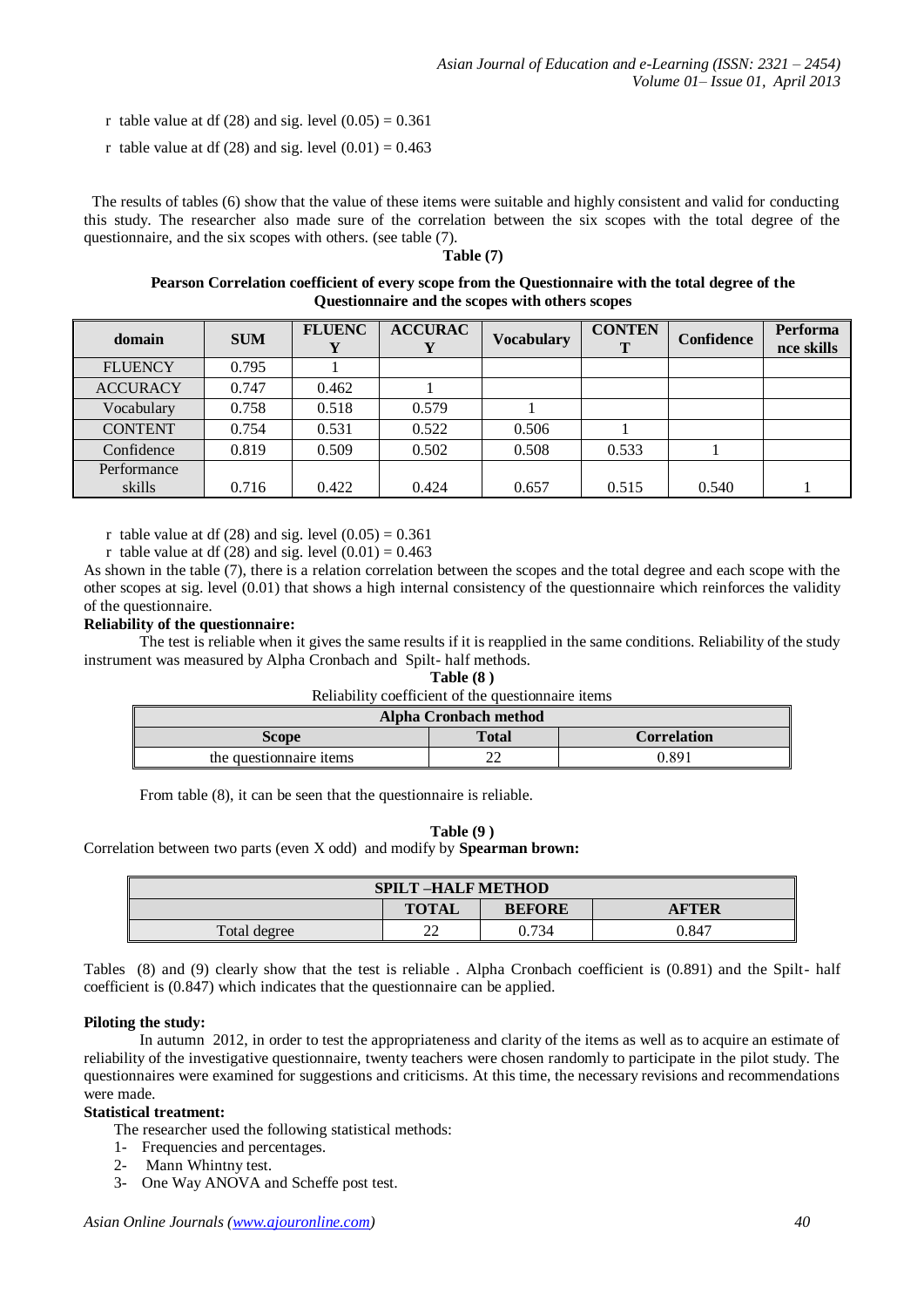r table value at df (28) and sig. level (0.05) = 0.361

r table value at df (28) and sig. level (0.01) = 0.463

The results of tables (6) show that the value of these items were suitable and highly consistent and valid for conducting this study. The researcher also made sure of the correlation between the six scopes with the total degree of the questionnaire, and the six scopes with others. (see table (7).

**Table (7)**

**Pearson Correlation coefficient of every scope from the Questionnaire with the total degree of the Questionnaire and the scopes with others scopes**

| domain | SUM | FLUENCY | ACCURACY | Vocabulary | CONTENT | Confidence | Performance skills |
|---|---|---|---|---|---|---|---|
| FLUENCY | 0.795 | 1 | | | | | |
| ACCURACY | 0.747 | 0.462 | 1 | | | | |
| Vocabulary | 0.758 | 0.518 | 0.579 | 1 | | | |
| CONTENT | 0.754 | 0.531 | 0.522 | 0.506 | 1 | | |
| Confidence | 0.819 | 0.509 | 0.502 | 0.508 | 0.533 | 1 | |
| Performance skills | 0.716 | 0.422 | 0.424 | 0.657 | 0.515 | 0.540 | 1 |

r table value at df (28) and sig. level (0.05) = 0.361

r table value at df (28) and sig. level (0.01) = 0.463

As shown in the table (7), there is a relation correlation between the scopes and the total degree and each scope with the other scopes at sig. level (0.01) that shows a high internal consistency of the questionnaire which reinforces the validity of the questionnaire.

**Reliability of the questionnaire:**

The test is reliable when it gives the same results if it is reapplied in the same conditions. Reliability of the study instrument was measured by Alpha Cronbach and Spilt- half methods.

**Table (8 )**

Reliability coefficient of the questionnaire items

| Alpha Cronbach method | | |
|---|---|---|
| **Scope** | **Total** | **Correlation** |
| the questionnaire items | 22 | 0.891 |

From table (8), it can be seen that the questionnaire is reliable.

**Table (9 )**

Correlation between two parts (even X odd) and modify by **Spearman brown:**

| SPILT –HALF METHOD | | | |
|---|---|---|---|
| | **TOTAL** | **BEFORE** | **AFTER** |
| Total degree | 22 | 0.734 | 0.847 |

Tables (8) and (9) clearly show that the test is reliable . Alpha Cronbach coefficient is (0.891) and the Spilt- half coefficient is (0.847) which indicates that the questionnaire can be applied.

**Piloting the study:**

In autumn 2012, in order to test the appropriateness and clarity of the items as well as to acquire an estimate of reliability of the investigative questionnaire, twenty teachers were chosen randomly to participate in the pilot study. The questionnaires were examined for suggestions and criticisms. At this time, the necessary revisions and recommendations were made.

**Statistical treatment:**

The researcher used the following statistical methods:

1- Frequencies and percentages.
2- Mann Whintny test.
3- One Way ANOVA and Scheffe post test.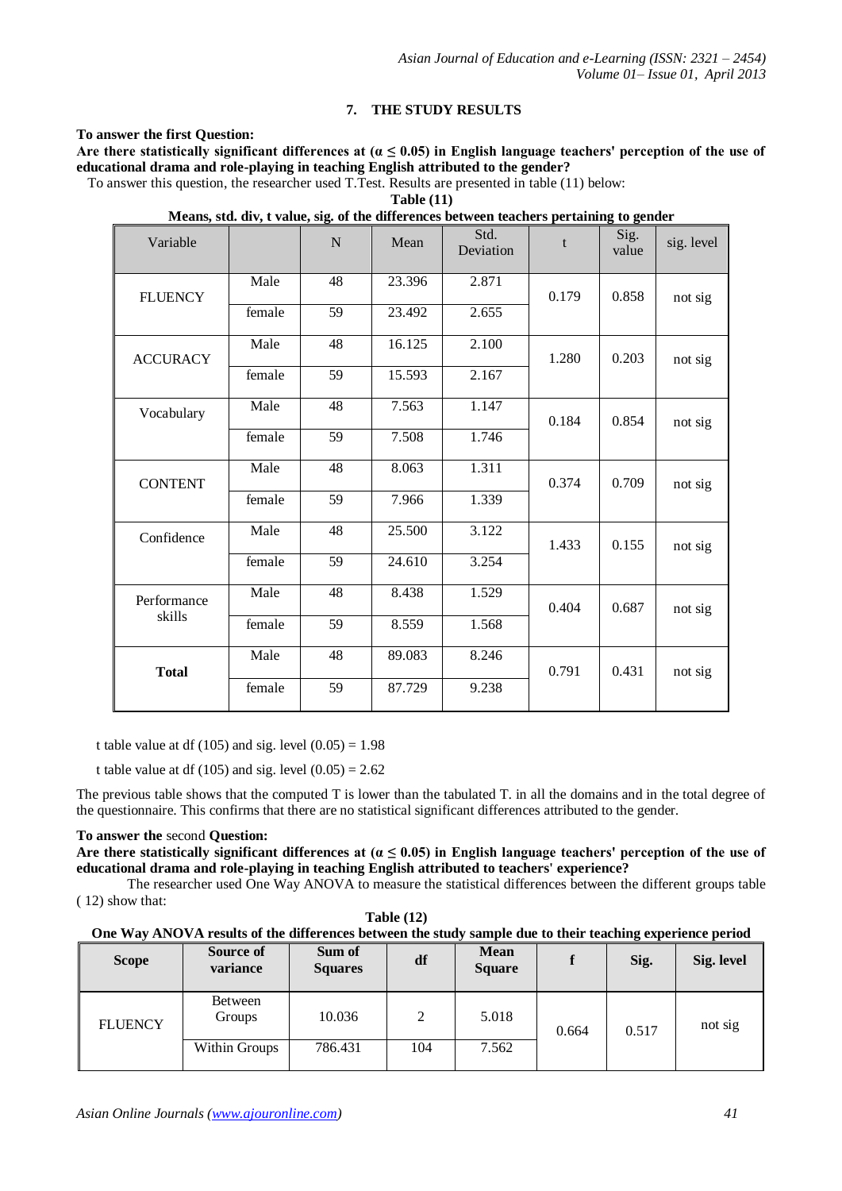## 7. THE STUDY RESULTS

**To answer the first Question:**

**Are there statistically significant differences at ($\alpha \leq 0.05$) in English language teachers' perception of the use of educational drama and role-playing in teaching English attributed to the gender?**

To answer this question, the researcher used T.Test. Results are presented in table (11) below:

**Table (11)**

**Means, std. div, t value, sig. of the differences between teachers pertaining to gender**

| Variable | | N | Mean | Std. Deviation | t | Sig. value | sig. level |
|---|---|---|---|---|---|---|---|
| FLUENCY | Male | 48 | 23.396 | 2.871 | 0.179 | 0.858 | not sig |
| | female | 59 | 23.492 | 2.655 | | | |
| ACCURACY | Male | 48 | 16.125 | 2.100 | 1.280 | 0.203 | not sig |
| | female | 59 | 15.593 | 2.167 | | | |
| Vocabulary | Male | 48 | 7.563 | 1.147 | 0.184 | 0.854 | not sig |
| | female | 59 | 7.508 | 1.746 | | | |
| CONTENT | Male | 48 | 8.063 | 1.311 | 0.374 | 0.709 | not sig |
| | female | 59 | 7.966 | 1.339 | | | |
| Confidence | Male | 48 | 25.500 | 3.122 | 1.433 | 0.155 | not sig |
| | female | 59 | 24.610 | 3.254 | | | |
| Performance skills | Male | 48 | 8.438 | 1.529 | 0.404 | 0.687 | not sig |
| | female | 59 | 8.559 | 1.568 | | | |
| **Total** | Male | 48 | 89.083 | 8.246 | 0.791 | 0.431 | not sig |
| | female | 59 | 87.729 | 9.238 | | | |

t table value at df (105) and sig. level (0.05) = 1.98

t table value at df (105) and sig. level (0.05) = 2.62

The previous table shows that the computed T is lower than the tabulated T. in all the domains and in the total degree of the questionnaire. This confirms that there are no statistical significant differences attributed to the gender.

**To answer the** second **Question:**

**Are there statistically significant differences at ($\alpha \leq 0.05$) in English language teachers' perception of the use of educational drama and role-playing in teaching English attributed to teachers' experience?**

The researcher used One Way ANOVA to measure the statistical differences between the different groups table ( 12) show that:

**Table (12)**

**One Way ANOVA results of the differences between the study sample due to their teaching experience period**

| Scope | Source of variance | Sum of Squares | df | Mean Square | f | Sig. | Sig. level |
|---|---|---|---|---|---|---|---|
| FLUENCY | Between Groups | 10.036 | 2 | 5.018 | 0.664 | 0.517 | not sig |
| | Within Groups | 786.431 | 104 | 7.562 | | | |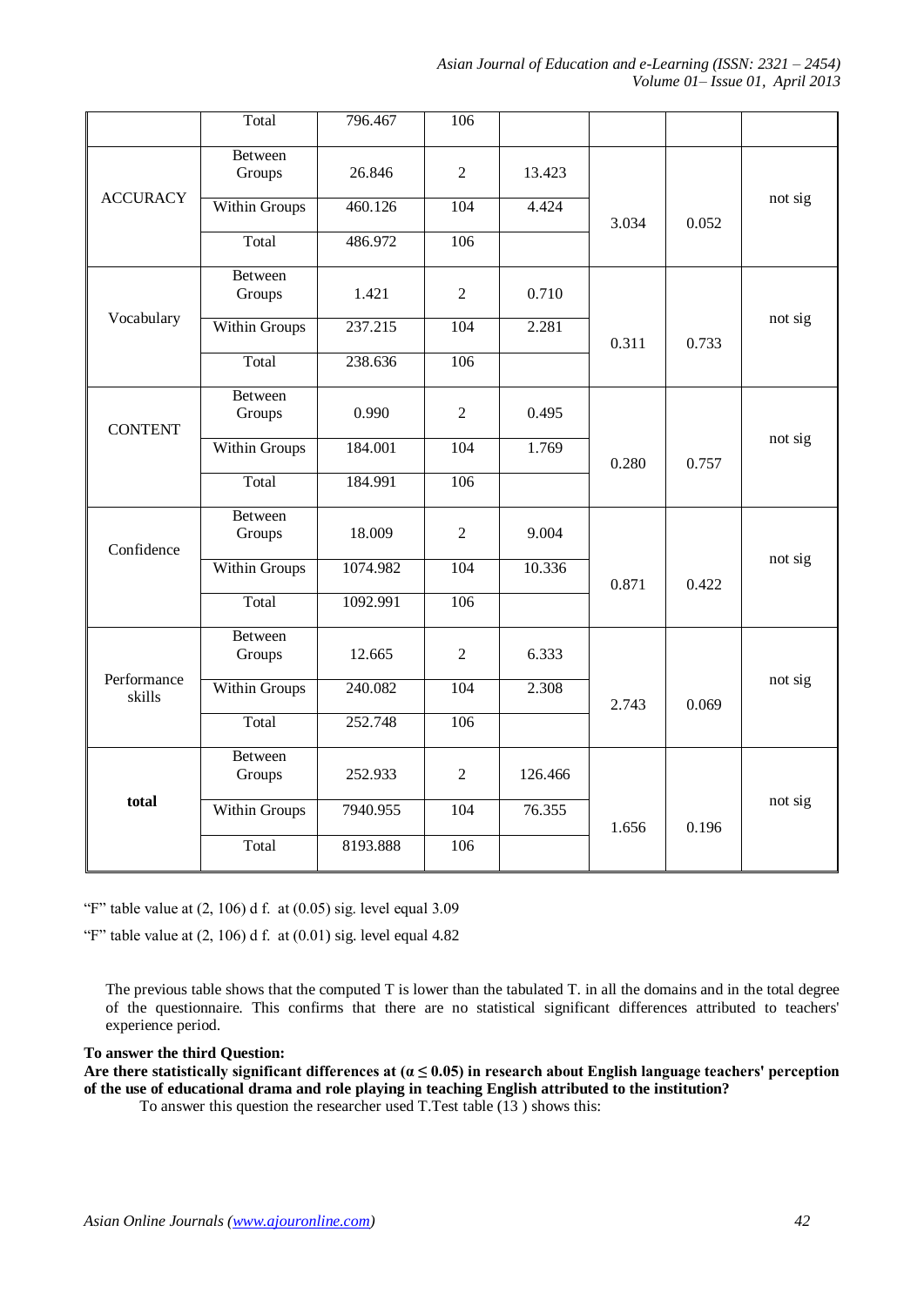| | | | | | | | |
|---|---|---|---|---|---|---|---|
| | Total | 796.467 | 106 | | | | |
| ACCURACY | Between Groups | 26.846 | 2 | 13.423 | 3.034 | 0.052 | not sig |
| | Within Groups | 460.126 | 104 | 4.424 | | | |
| | Total | 486.972 | 106 | | | | |
| Vocabulary | Between Groups | 1.421 | 2 | 0.710 | 0.311 | 0.733 | not sig |
| | Within Groups | 237.215 | 104 | 2.281 | | | |
| | Total | 238.636 | 106 | | | | |
| CONTENT | Between Groups | 0.990 | 2 | 0.495 | 0.280 | 0.757 | not sig |
| | Within Groups | 184.001 | 104 | 1.769 | | | |
| | Total | 184.991 | 106 | | | | |
| Confidence | Between Groups | 18.009 | 2 | 9.004 | 0.871 | 0.422 | not sig |
| | Within Groups | 1074.982 | 104 | 10.336 | | | |
| | Total | 1092.991 | 106 | | | | |
| Performance skills | Between Groups | 12.665 | 2 | 6.333 | 2.743 | 0.069 | not sig |
| | Within Groups | 240.082 | 104 | 2.308 | | | |
| | Total | 252.748 | 106 | | | | |
| **total** | Between Groups | 252.933 | 2 | 126.466 | 1.656 | 0.196 | not sig |
| | Within Groups | 7940.955 | 104 | 76.355 | | | |
| | Total | 8193.888 | 106 | | | | |

"F" table value at (2, 106) d f. at (0.05) sig. level equal 3.09

"F" table value at (2, 106) d f. at (0.01) sig. level equal 4.82

The previous table shows that the computed T is lower than the tabulated T. in all the domains and in the total degree of the questionnaire. This confirms that there are no statistical significant differences attributed to teachers' experience period.

**To answer the third Question:**

**Are there statistically significant differences at ($\alpha \leq 0.05$) in research about English language teachers' perception of the use of educational drama and role playing in teaching English attributed to the institution?**

To answer this question the researcher used T.Test table (13 ) shows this: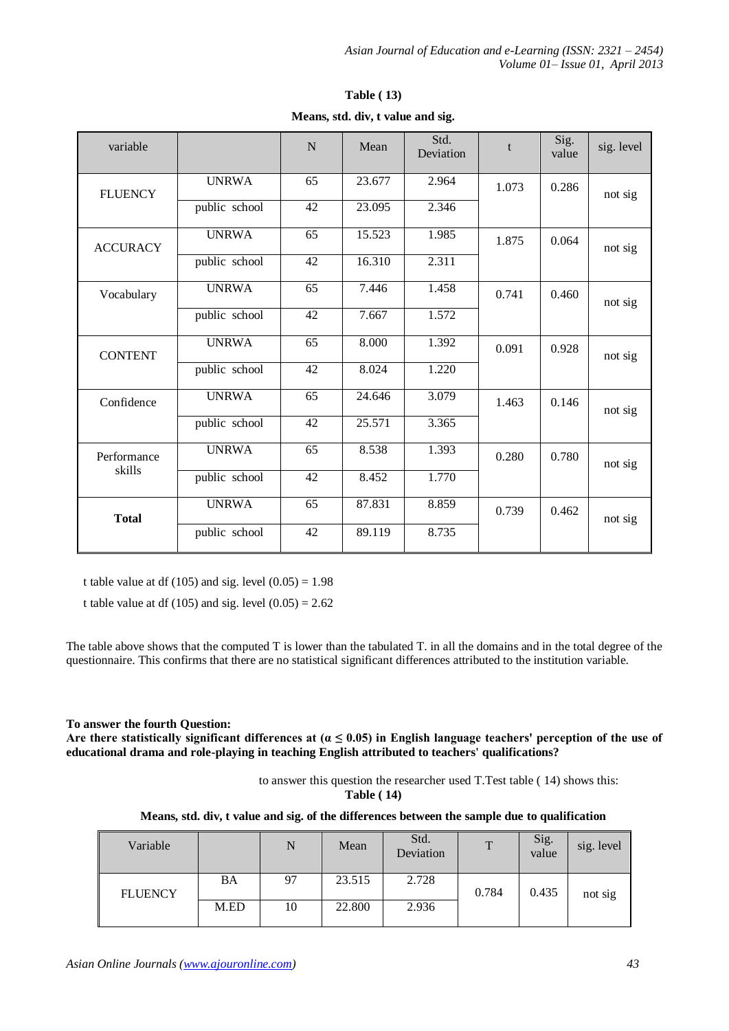**Table ( 13)**

**Means, std. div, t value and sig.**

| variable | | N | Mean | Std. Deviation | t | Sig. value | sig. level |
|---|---|---|---|---|---|---|---|
| FLUENCY | UNRWA | 65 | 23.677 | 2.964 | 1.073 | 0.286 | not sig |
| | public school | 42 | 23.095 | 2.346 | | | |
| ACCURACY | UNRWA | 65 | 15.523 | 1.985 | 1.875 | 0.064 | not sig |
| | public school | 42 | 16.310 | 2.311 | | | |
| Vocabulary | UNRWA | 65 | 7.446 | 1.458 | 0.741 | 0.460 | not sig |
| | public school | 42 | 7.667 | 1.572 | | | |
| CONTENT | UNRWA | 65 | 8.000 | 1.392 | 0.091 | 0.928 | not sig |
| | public school | 42 | 8.024 | 1.220 | | | |
| Confidence | UNRWA | 65 | 24.646 | 3.079 | 1.463 | 0.146 | not sig |
| | public school | 42 | 25.571 | 3.365 | | | |
| Performance skills | UNRWA | 65 | 8.538 | 1.393 | 0.280 | 0.780 | not sig |
| | public school | 42 | 8.452 | 1.770 | | | |
| **Total** | UNRWA | 65 | 87.831 | 8.859 | 0.739 | 0.462 | not sig |
| | public school | 42 | 89.119 | 8.735 | | | |

t table value at df (105) and sig. level (0.05) = 1.98

t table value at df (105) and sig. level (0.05) = 2.62

The table above shows that the computed T is lower than the tabulated T. in all the domains and in the total degree of the questionnaire. This confirms that there are no statistical significant differences attributed to the institution variable.

**To answer the fourth Question:**

**Are there statistically significant differences at ($\alpha \leq 0.05$) in English language teachers' perception of the use of educational drama and role-playing in teaching English attributed to teachers' qualifications?**

to answer this question the researcher used T.Test table ( 14) shows this:

**Table ( 14)**

**Means, std. div, t value and sig. of the differences between the sample due to qualification**

| Variable | | N | Mean | Std. Deviation | T | Sig. value | sig. level |
|---|---|---|---|---|---|---|---|
| FLUENCY | BA | 97 | 23.515 | 2.728 | 0.784 | 0.435 | not sig |
| | M.ED | 10 | 22.800 | 2.936 | | | |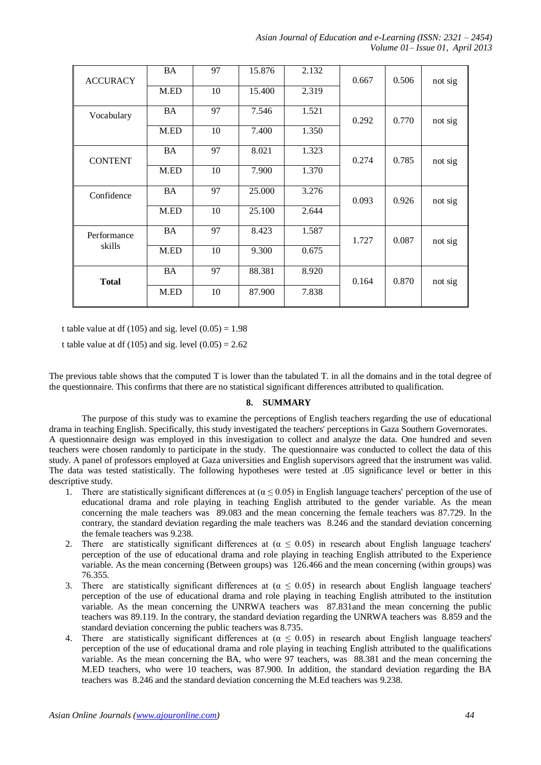| ACCURACY | BA | 97 | 15.876 | 2.132 | 0.667 | 0.506 | not sig |
|---|---|---|---|---|---|---|---|
| | M.ED | 10 | 15.400 | 2.319 | | | |
| Vocabulary | BA | 97 | 7.546 | 1.521 | 0.292 | 0.770 | not sig |
| | M.ED | 10 | 7.400 | 1.350 | | | |
| CONTENT | BA | 97 | 8.021 | 1.323 | 0.274 | 0.785 | not sig |
| | M.ED | 10 | 7.900 | 1.370 | | | |
| Confidence | BA | 97 | 25.000 | 3.276 | 0.093 | 0.926 | not sig |
| | M.ED | 10 | 25.100 | 2.644 | | | |
| Performance skills | BA | 97 | 8.423 | 1.587 | 1.727 | 0.087 | not sig |
| | M.ED | 10 | 9.300 | 0.675 | | | |
| **Total** | BA | 97 | 88.381 | 8.920 | 0.164 | 0.870 | not sig |
| | M.ED | 10 | 87.900 | 7.838 | | | |

t table value at df (105) and sig. level (0.05) = 1.98

t table value at df (105) and sig. level (0.05) = 2.62

The previous table shows that the computed T is lower than the tabulated T. in all the domains and in the total degree of the questionnaire. This confirms that there are no statistical significant differences attributed to qualification.

## 8. SUMMARY

The purpose of this study was to examine the perceptions of English teachers regarding the use of educational drama in teaching English. Specifically, this study investigated the teachers' perceptions in Gaza Southern Governorates. A questionnaire design was employed in this investigation to collect and analyze the data. One hundred and seven teachers were chosen randomly to participate in the study. The questionnaire was conducted to collect the data of this study. A panel of professors employed at Gaza universities and English supervisors agreed that the instrument was valid. The data was tested statistically. The following hypotheses were tested at .05 significance level or better in this descriptive study.

1. There are statistically significant differences at ($\alpha \leq 0.05$) in English language teachers' perception of the use of educational drama and role playing in teaching English attributed to the gender variable. As the mean concerning the male teachers was 89.083 and the mean concerning the female teachers was 87.729. In the contrary, the standard deviation regarding the male teachers was 8.246 and the standard deviation concerning the female teachers was 9.238.
2. There are statistically significant differences at ($\alpha \leq 0.05$) in research about English language teachers' perception of the use of educational drama and role playing in teaching English attributed to the Experience variable. As the mean concerning (Between groups) was 126.466 and the mean concerning (within groups) was 76.355.
3. There are statistically significant differences at ($\alpha \leq 0.05$) in research about English language teachers' perception of the use of educational drama and role playing in teaching English attributed to the institution variable. As the mean concerning the UNRWA teachers was 87.831and the mean concerning the public teachers was 89.119. In the contrary, the standard deviation regarding the UNRWA teachers was 8.859 and the standard deviation concerning the public teachers was 8.735.
4. There are statistically significant differences at ($\alpha \leq 0.05$) in research about English language teachers' perception of the use of educational drama and role playing in teaching English attributed to the qualifications variable. As the mean concerning the BA, who were 97 teachers, was 88.381 and the mean concerning the M.ED teachers, who were 10 teachers, was 87.900. In addition, the standard deviation regarding the BA teachers was 8.246 and the standard deviation concerning the M.Ed teachers was 9.238.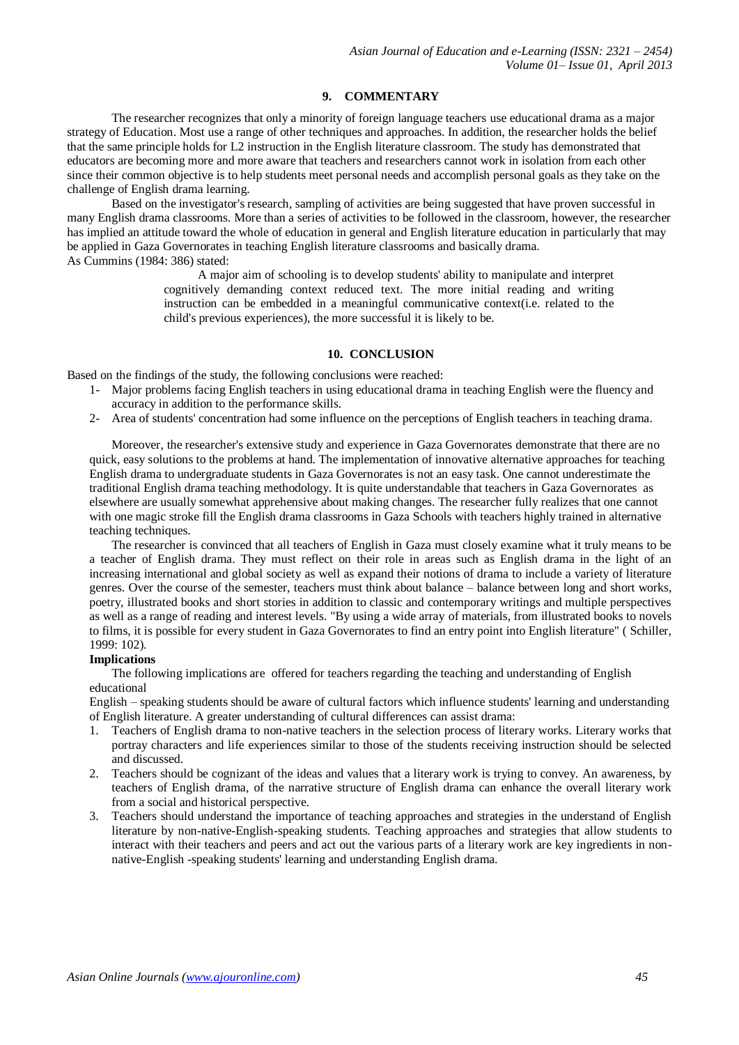## 9. COMMENTARY

The researcher recognizes that only a minority of foreign language teachers use educational drama as a major strategy of Education. Most use a range of other techniques and approaches. In addition, the researcher holds the belief that the same principle holds for L2 instruction in the English literature classroom. The study has demonstrated that educators are becoming more and more aware that teachers and researchers cannot work in isolation from each other since their common objective is to help students meet personal needs and accomplish personal goals as they take on the challenge of English drama learning.

Based on the investigator's research, sampling of activities are being suggested that have proven successful in many English drama classrooms. More than a series of activities to be followed in the classroom, however, the researcher has implied an attitude toward the whole of education in general and English literature education in particularly that may be applied in Gaza Governorates in teaching English literature classrooms and basically drama.

As Cummins (1984: 386) stated:

> A major aim of schooling is to develop students' ability to manipulate and interpret cognitively demanding context reduced text. The more initial reading and writing instruction can be embedded in a meaningful communicative context(i.e. related to the child's previous experiences), the more successful it is likely to be.

## 10. CONCLUSION

Based on the findings of the study, the following conclusions were reached:

1- Major problems facing English teachers in using educational drama in teaching English were the fluency and accuracy in addition to the performance skills.

2- Area of students' concentration had some influence on the perceptions of English teachers in teaching drama.

Moreover, the researcher's extensive study and experience in Gaza Governorates demonstrate that there are no quick, easy solutions to the problems at hand. The implementation of innovative alternative approaches for teaching English drama to undergraduate students in Gaza Governorates is not an easy task. One cannot underestimate the traditional English drama teaching methodology. It is quite understandable that teachers in Gaza Governorates as elsewhere are usually somewhat apprehensive about making changes. The researcher fully realizes that one cannot with one magic stroke fill the English drama classrooms in Gaza Schools with teachers highly trained in alternative teaching techniques.

The researcher is convinced that all teachers of English in Gaza must closely examine what it truly means to be a teacher of English drama. They must reflect on their role in areas such as English drama in the light of an increasing international and global society as well as expand their notions of drama to include a variety of literature genres. Over the course of the semester, teachers must think about balance – balance between long and short works, poetry, illustrated books and short stories in addition to classic and contemporary writings and multiple perspectives as well as a range of reading and interest levels. "By using a wide array of materials, from illustrated books to novels to films, it is possible for every student in Gaza Governorates to find an entry point into English literature" ( Schiller, 1999: 102).

**Implications**

The following implications are offered for teachers regarding the teaching and understanding of English educational

English – speaking students should be aware of cultural factors which influence students' learning and understanding of English literature. A greater understanding of cultural differences can assist drama:

1. Teachers of English drama to non-native teachers in the selection process of literary works. Literary works that portray characters and life experiences similar to those of the students receiving instruction should be selected and discussed.
2. Teachers should be cognizant of the ideas and values that a literary work is trying to convey. An awareness, by teachers of English drama, of the narrative structure of English drama can enhance the overall literary work from a social and historical perspective.
3. Teachers should understand the importance of teaching approaches and strategies in the understand of English literature by non-native-English-speaking students. Teaching approaches and strategies that allow students to interact with their teachers and peers and act out the various parts of a literary work are key ingredients in non-native-English -speaking students' learning and understanding English drama.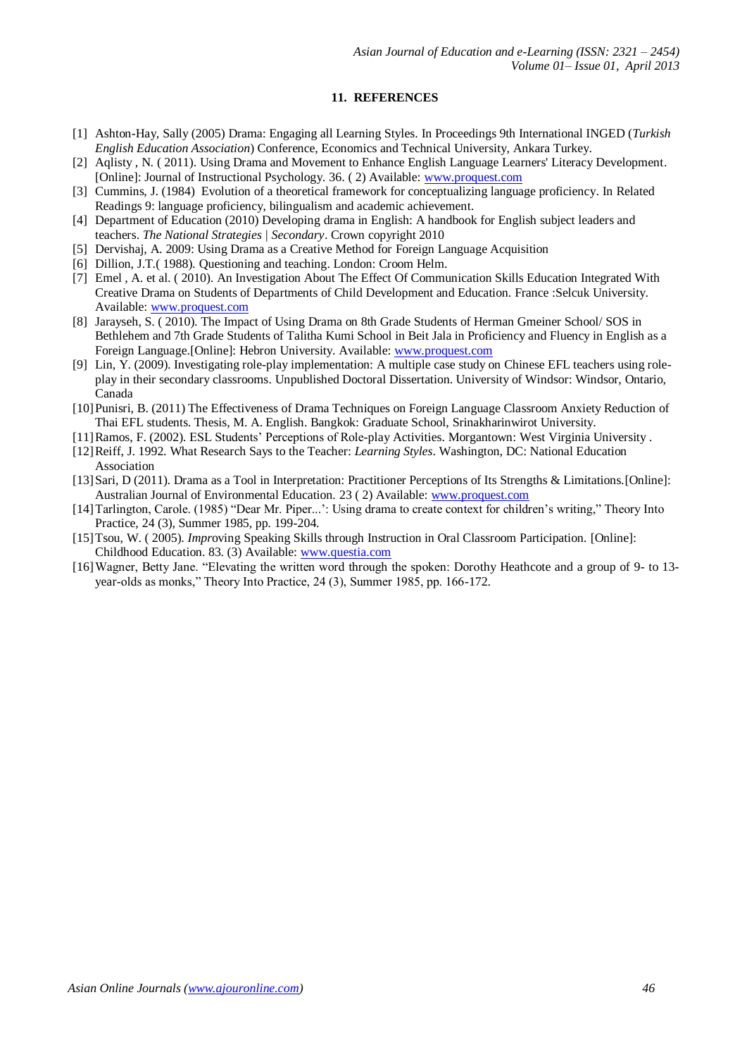## 11. REFERENCES

[1] Ashton-Hay, Sally (2005) Drama: Engaging all Learning Styles. In Proceedings 9th International INGED (*Turkish English Education Association*) Conference, Economics and Technical University, Ankara Turkey.

[2] Aqlisty , N. ( 2011). Using Drama and Movement to Enhance English Language Learners' Literacy Development. [Online]: Journal of Instructional Psychology. 36. ( 2) Available: www.proquest.com

[3] Cummins, J. (1984) Evolution of a theoretical framework for conceptualizing language proficiency. In Related Readings 9: language proficiency, bilingualism and academic achievement.

[4] Department of Education (2010) Developing drama in English: A handbook for English subject leaders and teachers. *The National Strategies | Secondary*. Crown copyright 2010

[5] Dervishaj, A. 2009: Using Drama as a Creative Method for Foreign Language Acquisition

[6] Dillion, J.T.( 1988). Questioning and teaching. London: Croom Helm.

[7] Emel , A. et al. ( 2010). An Investigation About The Effect Of Communication Skills Education Integrated With Creative Drama on Students of Departments of Child Development and Education. France :Selcuk University. Available: www.proquest.com

[8] Jarayseh, S. ( 2010). The Impact of Using Drama on 8th Grade Students of Herman Gmeiner School/ SOS in Bethlehem and 7th Grade Students of Talitha Kumi School in Beit Jala in Proficiency and Fluency in English as a Foreign Language.[Online]: Hebron University. Available: www.proquest.com

[9] Lin, Y. (2009). Investigating role-play implementation: A multiple case study on Chinese EFL teachers using role-play in their secondary classrooms. Unpublished Doctoral Dissertation. University of Windsor: Windsor, Ontario, Canada

[10] Punisri, B. (2011) The Effectiveness of Drama Techniques on Foreign Language Classroom Anxiety Reduction of Thai EFL students. Thesis, M. A. English. Bangkok: Graduate School, Srinakharinwirot University.

[11] Ramos, F. (2002). ESL Students' Perceptions of Role-play Activities. Morgantown: West Virginia University .

[12] Reiff, J. 1992. What Research Says to the Teacher: *Learning Styles*. Washington, DC: National Education Association

[13] Sari, D (2011). Drama as a Tool in Interpretation: Practitioner Perceptions of Its Strengths & Limitations.[Online]: Australian Journal of Environmental Education. 23 ( 2) Available: www.proquest.com

[14] Tarlington, Carole. (1985) "Dear Mr. Piper...': Using drama to create context for children's writing," Theory Into Practice, 24 (3), Summer 1985, pp. 199-204.

[15] Tsou, W. ( 2005). *Impr*oving Speaking Skills through Instruction in Oral Classroom Participation. [Online]: Childhood Education. 83. (3) Available: www.questia.com

[16] Wagner, Betty Jane. "Elevating the written word through the spoken: Dorothy Heathcote and a group of 9- to 13-year-olds as monks," Theory Into Practice, 24 (3), Summer 1985, pp. 166-172.